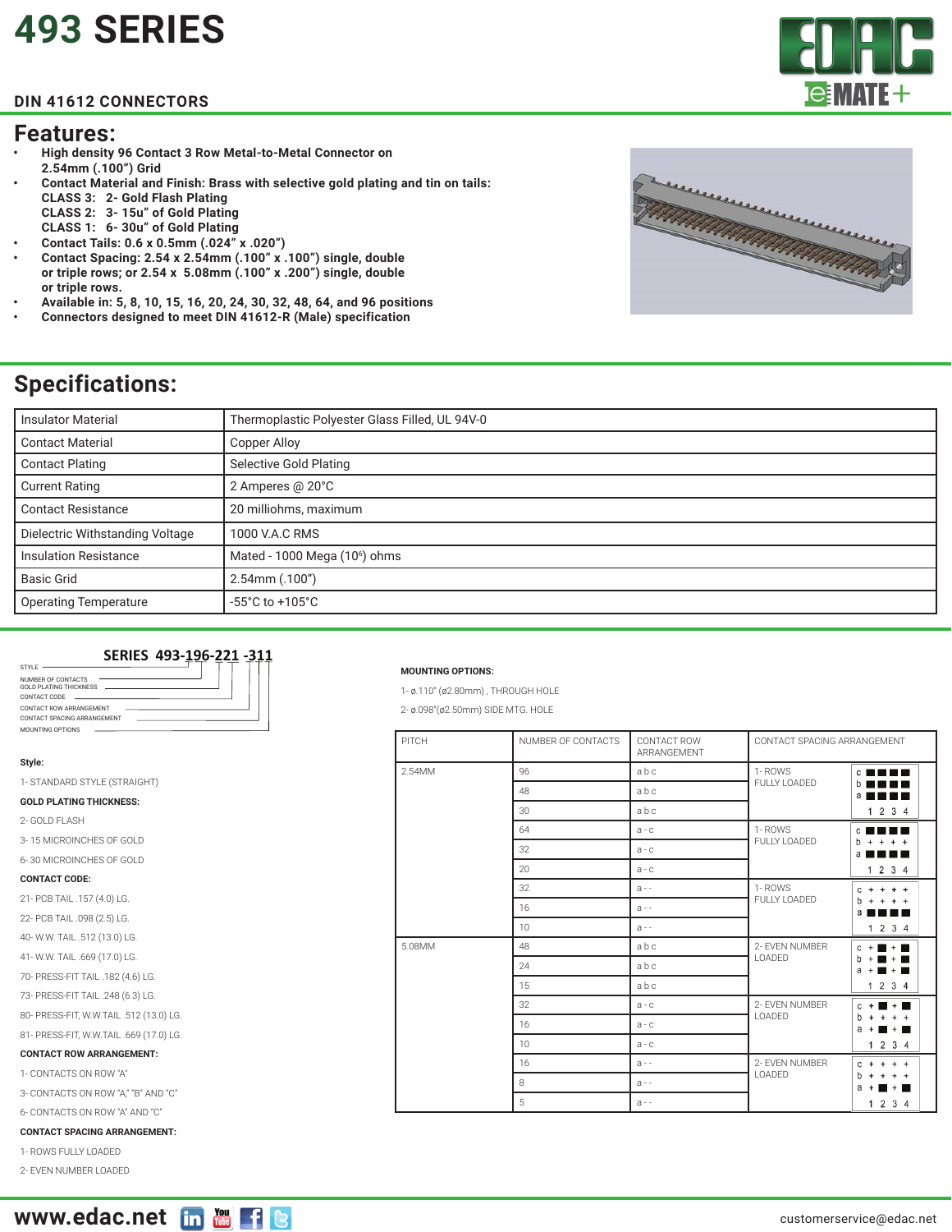# 493 SERIES

## DIN 41612 CONNECTORS

## Features:

- **High density 96 Contact 3 Row Metal-to-Metal Connector on 2.54mm (.100") Grid**
- **Contact Material and Finish: Brass with selective gold plating and tin on tails:**
  **CLASS 3: 2- Gold Flash Plating**
  **CLASS 2: 3- 15u" of Gold Plating**
  **CLASS 1: 6- 30u" of Gold Plating**
- **Contact Tails: 0.6 x 0.5mm (.024" x .020")**
- **Contact Spacing: 2.54 x 2.54mm (.100" x .100") single, double or triple rows; or 2.54 x 5.08mm (.100" x .200") single, double or triple rows.**
- **Available in: 5, 8, 10, 15, 16, 20, 24, 30, 32, 48, 64, and 96 positions**
- **Connectors designed to meet DIN 41612-R (Male) specification**

## Specifications:

| | |
|---|---|
| Insulator Material | Thermoplastic Polyester Glass Filled, UL 94V-0 |
| Contact Material | Copper Alloy |
| Contact Plating | Selective Gold Plating |
| Current Rating | 2 Amperes @ 20°C |
| Contact Resistance | 20 milliohms, maximum |
| Dielectric Withstanding Voltage | 1000 V.A.C RMS |
| Insulation Resistance | Mated - 1000 Mega ($10^6$) ohms |
| Basic Grid | 2.54mm (.100") |
| Operating Temperature | -55°C to +105°C |

**SERIES 493-196-221 -311**

- STYLE
- NUMBER OF CONTACTS
- GOLD PLATING THICKNESS
- CONTACT CODE
- CONTACT ROW ARRANGEMENT
- CONTACT SPACING ARRANGEMENT
- MOUNTING OPTIONS

**Style:**

1- STANDARD STYLE (STRAIGHT)

**GOLD PLATING THICKNESS:**

2- GOLD FLASH

3- 15 MICROINCHES OF GOLD

6- 30 MICROINCHES OF GOLD

**CONTACT CODE:**

21- PCB TAIL .157 (4.0) LG.

22- PCB TAIL .098 (2.5) LG.

40- W.W. TAIL .512 (13.0) LG.

41- W.W. TAIL .669 (17.0) LG.

70- PRESS-FIT TAIL .182 (4.6) LG.

73- PRESS-FIT TAIL .248 (6.3) LG.

80- PRESS-FIT, W.W.TAIL .512 (13.0) LG.

81- PRESS-FIT, W.W.TAIL .669 (17.0) LG.

**CONTACT ROW ARRANGEMENT:**

1- CONTACTS ON ROW "A"

3- CONTACTS ON ROW "A," "B" AND "C"

6- CONTACTS ON ROW "A" AND "C"

**CONTACT SPACING ARRANGEMENT:**

1- ROWS FULLY LOADED

2- EVEN NUMBER LOADED

**MOUNTING OPTIONS:**

1- ø.110" (ø2.80mm) , THROUGH HOLE

2- ø.098"(ø2.50mm) SIDE MTG. HOLE

| PITCH | NUMBER OF CONTACTS | CONTACT ROW ARRANGEMENT | CONTACT SPACING ARRANGEMENT |
|---|---|---|---|
| 2.54MM | 96 | a b c | 1- ROWS FULLY LOADED |
| | 48 | a b c | |
| | 30 | a b c | |
| | 64 | a - c | 1- ROWS FULLY LOADED |
| | 32 | a - c | |
| | 20 | a - c | |
| | 32 | a - - | 1- ROWS FULLY LOADED |
| | 16 | a - - | |
| | 10 | a - - | |
| 5.08MM | 48 | a b c | 2- EVEN NUMBER LOADED |
| | 24 | a b c | |
| | 15 | a b c | |
| | 32 | a - c | 2- EVEN NUMBER LOADED |
| | 16 | a - c | |
| | 10 | a - c | |
| | 16 | a - - | 2- EVEN NUMBER LOADED |
| | 8 | a - - | |
| | 5 | a - - | |

www.edac.net

customerservice@edac.net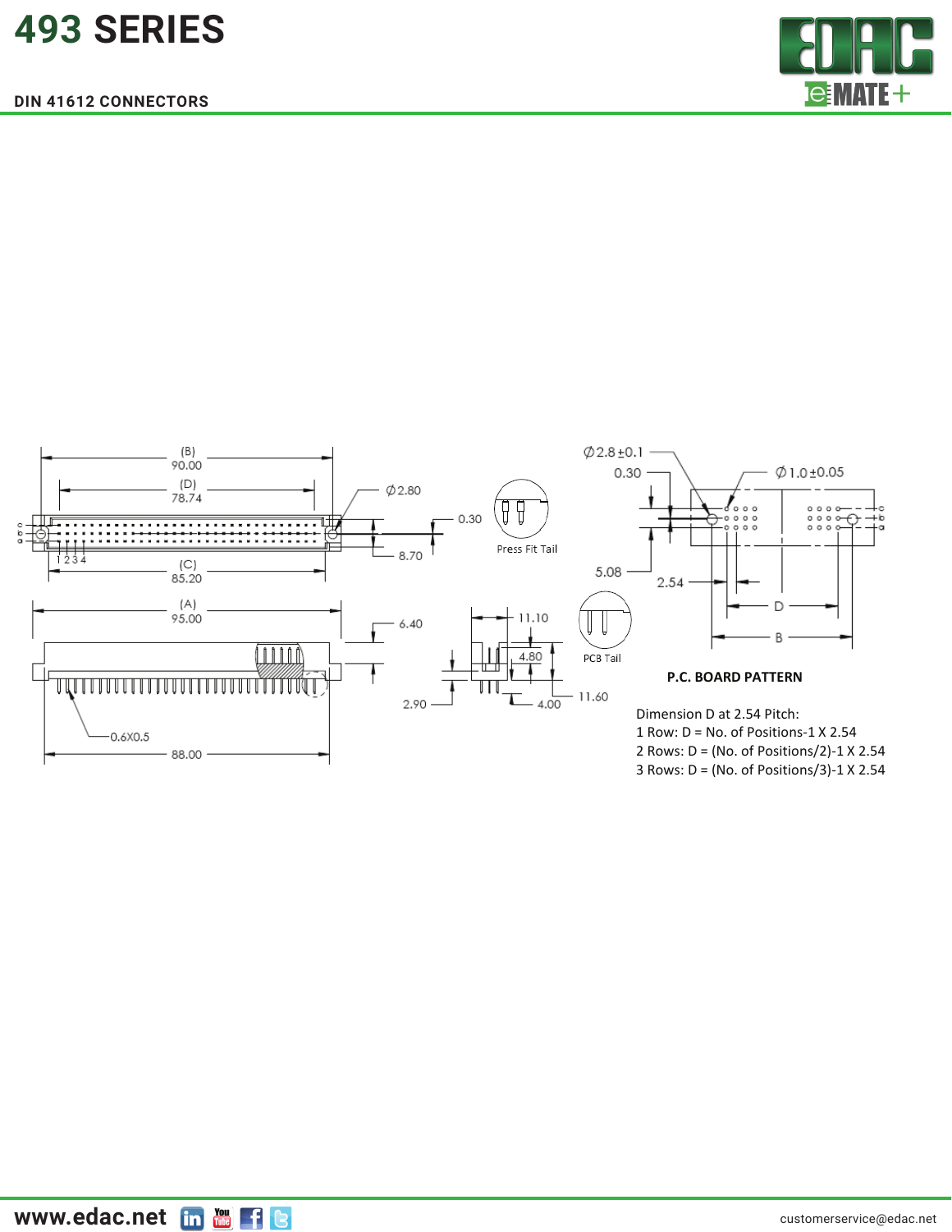# 493 SERIES

**DIN 41612 CONNECTORS**

(B)
90.00

(D)
78.74

Ø2.80

0.30

8.70

(C)
85.20

c
b
a

1 2 3 4

Press Fit Tail

(A)
95.00

6.40

0.6X0.5

88.00

11.10

4.80

2.90

4.00

11.60

PCB Tail

Ø2.8±0.1

0.30

Ø1.0±0.05

5.08

2.54

D

B

c
b
a

**P.C. BOARD PATTERN**

Dimension D at 2.54 Pitch:
1 Row: D = No. of Positions-1 X 2.54
2 Rows: D = (No. of Positions/2)-1 X 2.54
3 Rows: D = (No. of Positions/3)-1 X 2.54

www.edac.net

customerservice@edac.net